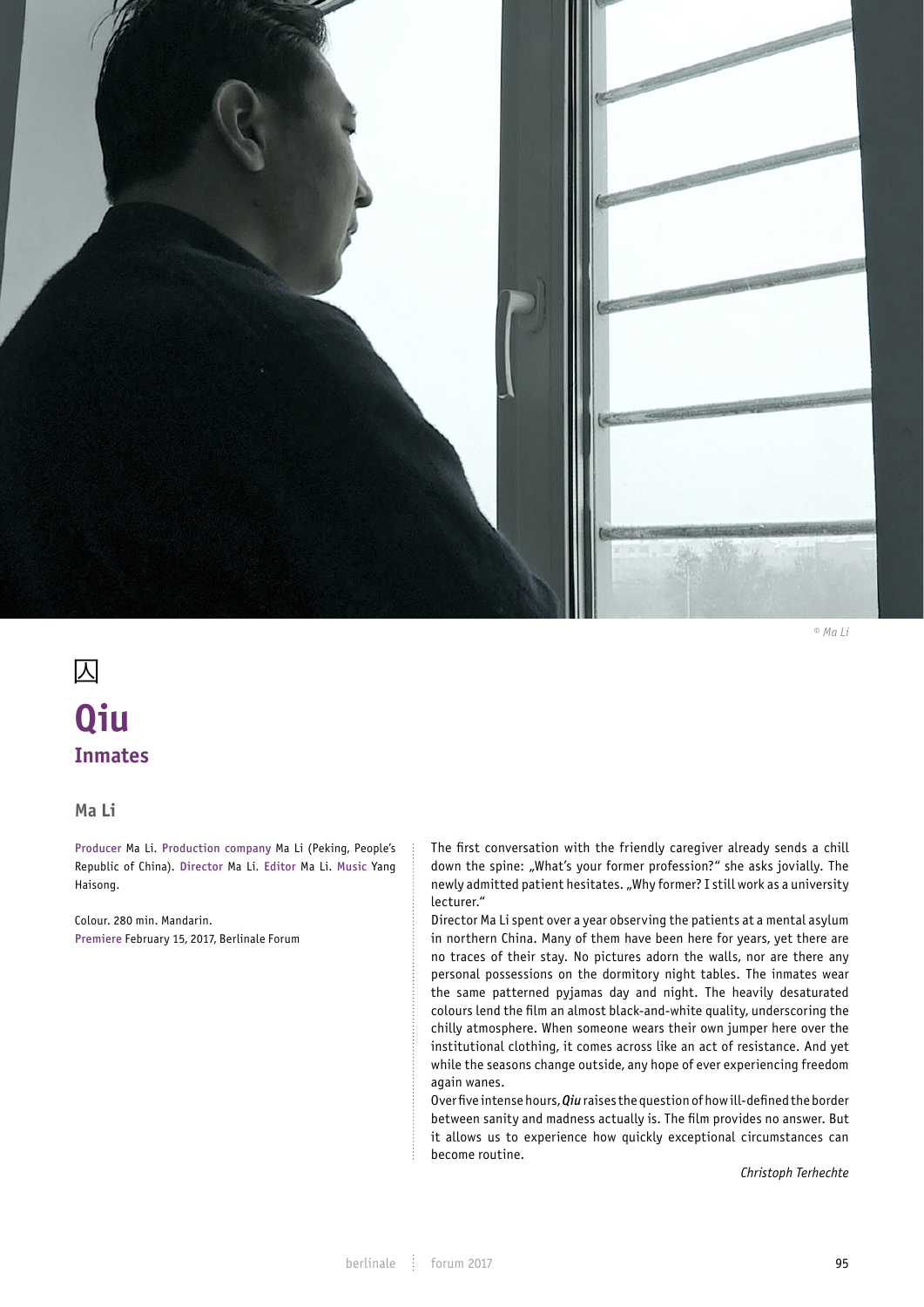© Ma Li

# 囚

# Qiu

## Inmates

### Ma Li

Producer Ma Li. Production company Ma Li (Peking, People's Republic of China). Director Ma Li. Editor Ma Li. Music Yang Haisong.

Colour. 280 min. Mandarin.
Premiere February 15, 2017, Berlinale Forum

The first conversation with the friendly caregiver already sends a chill down the spine: „What's your former profession?" she asks jovially. The newly admitted patient hesitates. „Why former? I still work as a university lecturer."
Director Ma Li spent over a year observing the patients at a mental asylum in northern China. Many of them have been here for years, yet there are no traces of their stay. No pictures adorn the walls, nor are there any personal possessions on the dormitory night tables. The inmates wear the same patterned pyjamas day and night. The heavily desaturated colours lend the film an almost black-and-white quality, underscoring the chilly atmosphere. When someone wears their own jumper here over the institutional clothing, it comes across like an act of resistance. And yet while the seasons change outside, any hope of ever experiencing freedom again wanes.
Over five intense hours, ***Qiu*** raises the question of how ill-defined the border between sanity and madness actually is. The film provides no answer. But it allows us to experience how quickly exceptional circumstances can become routine.

*Christoph Terhechte*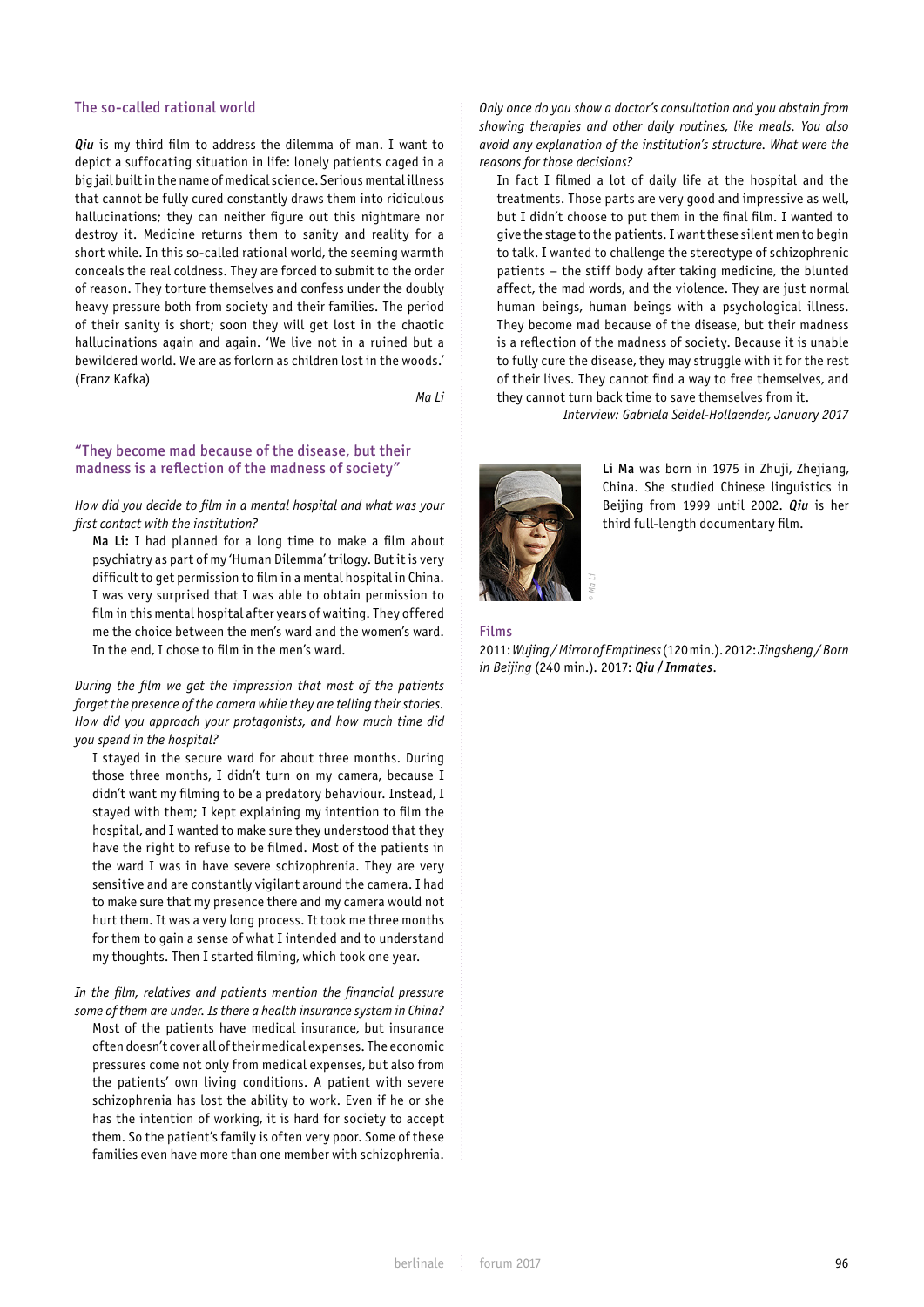## The so-called rational world

***Qiu*** is my third film to address the dilemma of man. I want to depict a suffocating situation in life: lonely patients caged in a big jail built in the name of medical science. Serious mental illness that cannot be fully cured constantly draws them into ridiculous hallucinations; they can neither figure out this nightmare nor destroy it. Medicine returns them to sanity and reality for a short while. In this so-called rational world, the seeming warmth conceals the real coldness. They are forced to submit to the order of reason. They torture themselves and confess under the doubly heavy pressure both from society and their families. The period of their sanity is short; soon they will get lost in the chaotic hallucinations again and again. 'We live not in a ruined but a bewildered world. We are as forlorn as children lost in the woods.' (Franz Kafka)

*Ma Li*

## "They become mad because of the disease, but their madness is a reflection of the madness of society"

*How did you decide to film in a mental hospital and what was your first contact with the institution?*

**Ma Li:** I had planned for a long time to make a film about psychiatry as part of my 'Human Dilemma' trilogy. But it is very difficult to get permission to film in a mental hospital in China. I was very surprised that I was able to obtain permission to film in this mental hospital after years of waiting. They offered me the choice between the men's ward and the women's ward. In the end, I chose to film in the men's ward.

*During the film we get the impression that most of the patients forget the presence of the camera while they are telling their stories. How did you approach your protagonists, and how much time did you spend in the hospital?*

I stayed in the secure ward for about three months. During those three months, I didn't turn on my camera, because I didn't want my filming to be a predatory behaviour. Instead, I stayed with them; I kept explaining my intention to film the hospital, and I wanted to make sure they understood that they have the right to refuse to be filmed. Most of the patients in the ward I was in have severe schizophrenia. They are very sensitive and are constantly vigilant around the camera. I had to make sure that my presence there and my camera would not hurt them. It was a very long process. It took me three months for them to gain a sense of what I intended and to understand my thoughts. Then I started filming, which took one year.

*In the film, relatives and patients mention the financial pressure some of them are under. Is there a health insurance system in China?*

Most of the patients have medical insurance, but insurance often doesn't cover all of their medical expenses. The economic pressures come not only from medical expenses, but also from the patients' own living conditions. A patient with severe schizophrenia has lost the ability to work. Even if he or she has the intention of working, it is hard for society to accept them. So the patient's family is often very poor. Some of these families even have more than one member with schizophrenia.

*Only once do you show a doctor's consultation and you abstain from showing therapies and other daily routines, like meals. You also avoid any explanation of the institution's structure. What were the reasons for those decisions?*

In fact I filmed a lot of daily life at the hospital and the treatments. Those parts are very good and impressive as well, but I didn't choose to put them in the final film. I wanted to give the stage to the patients. I want these silent men to begin to talk. I wanted to challenge the stereotype of schizophrenic patients – the stiff body after taking medicine, the blunted affect, the mad words, and the violence. They are just normal human beings, human beings with a psychological illness. They become mad because of the disease, but their madness is a reflection of the madness of society. Because it is unable to fully cure the disease, they may struggle with it for the rest of their lives. They cannot find a way to free themselves, and they cannot turn back time to save themselves from it.

*Interview: Gabriela Seidel-Hollaender, January 2017*

© Ma Li

**Li Ma** was born in 1975 in Zhuji, Zhejiang, China. She studied Chinese linguistics in Beijing from 1999 until 2002. ***Qiu*** is her third full-length documentary film.

### Films

2011: *Wujing / Mirror of Emptiness* (120 min.). 2012: *Jingsheng / Born in Beijing* (240 min.). 2017: ***Qiu / Inmates***.